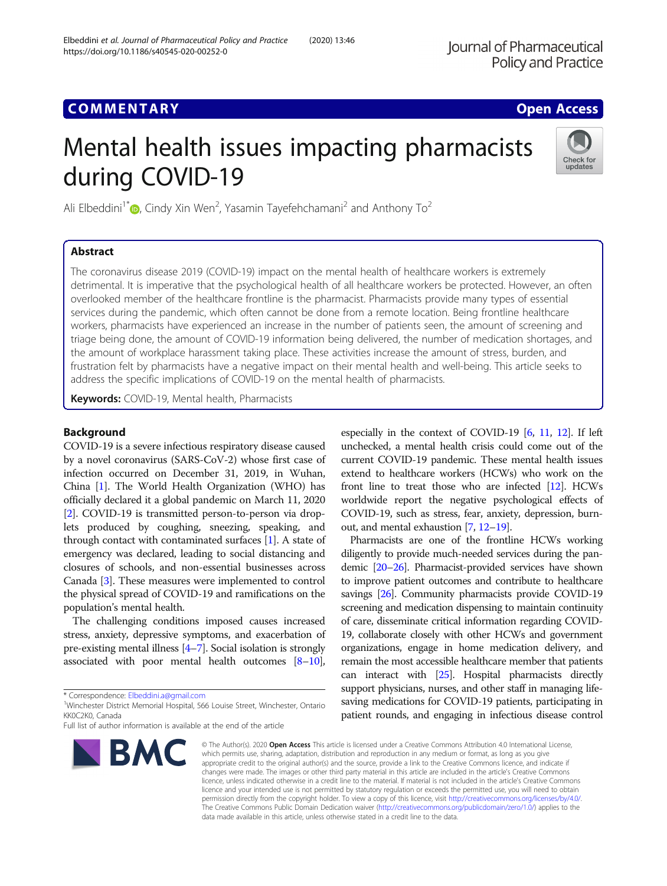COMMENTARY | Open Access

# Mental health issues impacting pharmacists during COVID-19

Ali Elbeddini[1*], Cindy Xin Wen[2], Yasamin Tayefehchamani[2] and Anthony To[2]

## Abstract

The coronavirus disease 2019 (COVID-19) impact on the mental health of healthcare workers is extremely detrimental. It is imperative that the psychological health of all healthcare workers be protected. However, an often overlooked member of the healthcare frontline is the pharmacist. Pharmacists provide many types of essential services during the pandemic, which often cannot be done from a remote location. Being frontline healthcare workers, pharmacists have experienced an increase in the number of patients seen, the amount of screening and triage being done, the amount of COVID-19 information being delivered, the number of medication shortages, and the amount of workplace harassment taking place. These activities increase the amount of stress, burden, and frustration felt by pharmacists have a negative impact on their mental health and well-being. This article seeks to address the specific implications of COVID-19 on the mental health of pharmacists.

**Keywords:** COVID-19, Mental health, Pharmacists

## Background

COVID-19 is a severe infectious respiratory disease caused by a novel coronavirus (SARS-CoV-2) whose first case of infection occurred on December 31, 2019, in Wuhan, China [1]. The World Health Organization (WHO) has officially declared it a global pandemic on March 11, 2020 [2]. COVID-19 is transmitted person-to-person via droplets produced by coughing, sneezing, speaking, and through contact with contaminated surfaces [1]. A state of emergency was declared, leading to social distancing and closures of schools, and non-essential businesses across Canada [3]. These measures were implemented to control the physical spread of COVID-19 and ramifications on the population's mental health.

The challenging conditions imposed causes increased stress, anxiety, depressive symptoms, and exacerbation of pre-existing mental illness [4–7]. Social isolation is strongly associated with poor mental health outcomes [8–10], especially in the context of COVID-19 [6, 11, 12]. If left unchecked, a mental health crisis could come out of the current COVID-19 pandemic. These mental health issues extend to healthcare workers (HCWs) who work on the front line to treat those who are infected [12]. HCWs worldwide report the negative psychological effects of COVID-19, such as stress, fear, anxiety, depression, burnout, and mental exhaustion [7, 12–19].

Pharmacists are one of the frontline HCWs working diligently to provide much-needed services during the pandemic [20–26]. Pharmacist-provided services have shown to improve patient outcomes and contribute to healthcare savings [26]. Community pharmacists provide COVID-19 screening and medication dispensing to maintain continuity of care, disseminate critical information regarding COVID-19, collaborate closely with other HCWs and government organizations, engage in home medication delivery, and remain the most accessible healthcare member that patients can interact with [25]. Hospital pharmacists directly support physicians, nurses, and other staff in managing life-saving medications for COVID-19 patients, participating in patient rounds, and engaging in infectious disease control

\* Correspondence: Elbeddini.a@gmail.com
[1]Winchester District Memorial Hospital, 566 Louise Street, Winchester, Ontario KK0C2K0, Canada
Full list of author information is available at the end of the article

© The Author(s). 2020 **Open Access** This article is licensed under a Creative Commons Attribution 4.0 International License, which permits use, sharing, adaptation, distribution and reproduction in any medium or format, as long as you give appropriate credit to the original author(s) and the source, provide a link to the Creative Commons licence, and indicate if changes were made. The images or other third party material in this article are included in the article's Creative Commons licence, unless indicated otherwise in a credit line to the material. If material is not included in the article's Creative Commons licence and your intended use is not permitted by statutory regulation or exceeds the permitted use, you will need to obtain permission directly from the copyright holder. To view a copy of this licence, visit http://creativecommons.org/licenses/by/4.0/. The Creative Commons Public Domain Dedication waiver (http://creativecommons.org/publicdomain/zero/1.0/) applies to the data made available in this article, unless otherwise stated in a credit line to the data.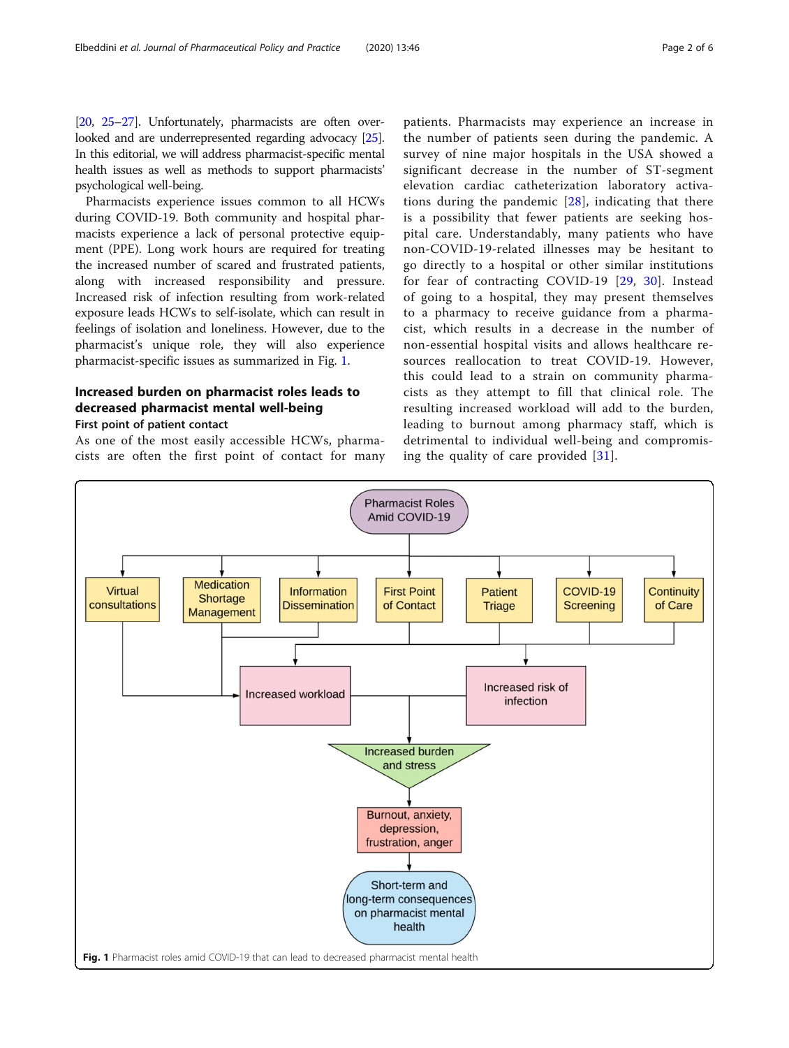[20, 25–27]. Unfortunately, pharmacists are often overlooked and are underrepresented regarding advocacy [25]. In this editorial, we will address pharmacist-specific mental health issues as well as methods to support pharmacists' psychological well-being.

Pharmacists experience issues common to all HCWs during COVID-19. Both community and hospital pharmacists experience a lack of personal protective equipment (PPE). Long work hours are required for treating the increased number of scared and frustrated patients, along with increased responsibility and pressure. Increased risk of infection resulting from work-related exposure leads HCWs to self-isolate, which can result in feelings of isolation and loneliness. However, due to the pharmacist's unique role, they will also experience pharmacist-specific issues as summarized in Fig. 1.

## Increased burden on pharmacist roles leads to decreased pharmacist mental well-being

### First point of patient contact

As one of the most easily accessible HCWs, pharmacists are often the first point of contact for many patients. Pharmacists may experience an increase in the number of patients seen during the pandemic. A survey of nine major hospitals in the USA showed a significant decrease in the number of ST-segment elevation cardiac catheterization laboratory activations during the pandemic [28], indicating that there is a possibility that fewer patients are seeking hospital care. Understandably, many patients who have non-COVID-19-related illnesses may be hesitant to go directly to a hospital or other similar institutions for fear of contracting COVID-19 [29, 30]. Instead of going to a hospital, they may present themselves to a pharmacy to receive guidance from a pharmacist, which results in a decrease in the number of non-essential hospital visits and allows healthcare resources reallocation to treat COVID-19. However, this could lead to a strain on community pharmacists as they attempt to fill that clinical role. The resulting increased workload will add to the burden, leading to burnout among pharmacy staff, which is detrimental to individual well-being and compromising the quality of care provided [31].

**Fig. 1** Pharmacist roles amid COVID-19 that can lead to decreased pharmacist mental health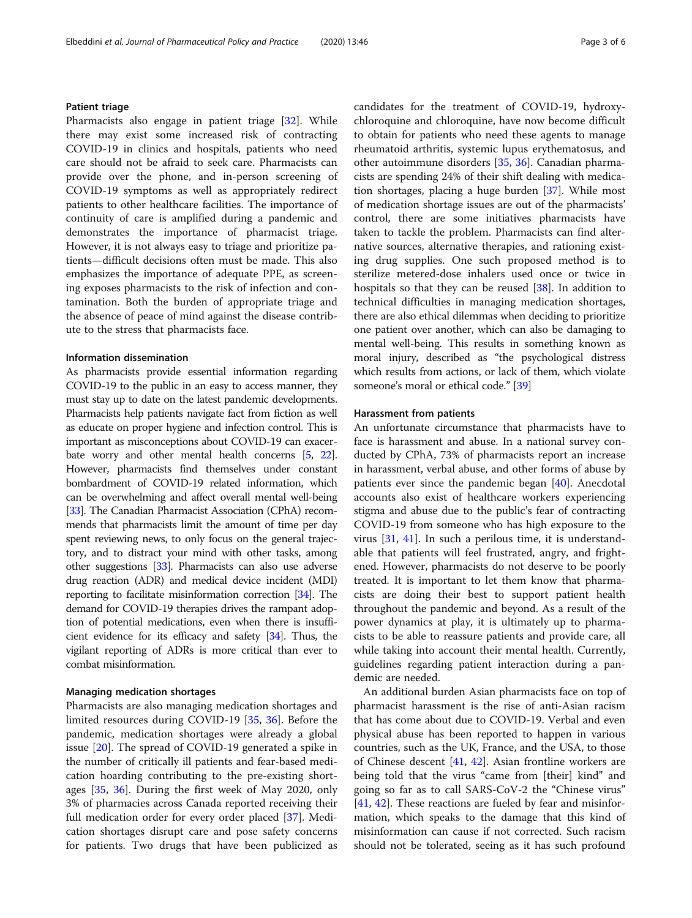### Patient triage

Pharmacists also engage in patient triage [32]. While there may exist some increased risk of contracting COVID-19 in clinics and hospitals, patients who need care should not be afraid to seek care. Pharmacists can provide over the phone, and in-person screening of COVID-19 symptoms as well as appropriately redirect patients to other healthcare facilities. The importance of continuity of care is amplified during a pandemic and demonstrates the importance of pharmacist triage. However, it is not always easy to triage and prioritize patients—difficult decisions often must be made. This also emphasizes the importance of adequate PPE, as screening exposes pharmacists to the risk of infection and contamination. Both the burden of appropriate triage and the absence of peace of mind against the disease contribute to the stress that pharmacists face.

### Information dissemination

As pharmacists provide essential information regarding COVID-19 to the public in an easy to access manner, they must stay up to date on the latest pandemic developments. Pharmacists help patients navigate fact from fiction as well as educate on proper hygiene and infection control. This is important as misconceptions about COVID-19 can exacerbate worry and other mental health concerns [5, 22]. However, pharmacists find themselves under constant bombardment of COVID-19 related information, which can be overwhelming and affect overall mental well-being [33]. The Canadian Pharmacist Association (CPhA) recommends that pharmacists limit the amount of time per day spent reviewing news, to only focus on the general trajectory, and to distract your mind with other tasks, among other suggestions [33]. Pharmacists can also use adverse drug reaction (ADR) and medical device incident (MDI) reporting to facilitate misinformation correction [34]. The demand for COVID-19 therapies drives the rampant adoption of potential medications, even when there is insufficient evidence for its efficacy and safety [34]. Thus, the vigilant reporting of ADRs is more critical than ever to combat misinformation.

### Managing medication shortages

Pharmacists are also managing medication shortages and limited resources during COVID-19 [35, 36]. Before the pandemic, medication shortages were already a global issue [20]. The spread of COVID-19 generated a spike in the number of critically ill patients and fear-based medication hoarding contributing to the pre-existing shortages [35, 36]. During the first week of May 2020, only 3% of pharmacies across Canada reported receiving their full medication order for every order placed [37]. Medication shortages disrupt care and pose safety concerns for patients. Two drugs that have been publicized as candidates for the treatment of COVID-19, hydroxychloroquine and chloroquine, have now become difficult to obtain for patients who need these agents to manage rheumatoid arthritis, systemic lupus erythematosus, and other autoimmune disorders [35, 36]. Canadian pharmacists are spending 24% of their shift dealing with medication shortages, placing a huge burden [37]. While most of medication shortage issues are out of the pharmacists' control, there are some initiatives pharmacists have taken to tackle the problem. Pharmacists can find alternative sources, alternative therapies, and rationing existing drug supplies. One such proposed method is to sterilize metered-dose inhalers used once or twice in hospitals so that they can be reused [38]. In addition to technical difficulties in managing medication shortages, there are also ethical dilemmas when deciding to prioritize one patient over another, which can also be damaging to mental well-being. This results in something known as moral injury, described as "the psychological distress which results from actions, or lack of them, which violate someone's moral or ethical code." [39]

### Harassment from patients

An unfortunate circumstance that pharmacists have to face is harassment and abuse. In a national survey conducted by CPhA, 73% of pharmacists report an increase in harassment, verbal abuse, and other forms of abuse by patients ever since the pandemic began [40]. Anecdotal accounts also exist of healthcare workers experiencing stigma and abuse due to the public's fear of contracting COVID-19 from someone who has high exposure to the virus [31, 41]. In such a perilous time, it is understandable that patients will feel frustrated, angry, and frightened. However, pharmacists do not deserve to be poorly treated. It is important to let them know that pharmacists are doing their best to support patient health throughout the pandemic and beyond. As a result of the power dynamics at play, it is ultimately up to pharmacists to be able to reassure patients and provide care, all while taking into account their mental health. Currently, guidelines regarding patient interaction during a pandemic are needed.

An additional burden Asian pharmacists face on top of pharmacist harassment is the rise of anti-Asian racism that has come about due to COVID-19. Verbal and even physical abuse has been reported to happen in various countries, such as the UK, France, and the USA, to those of Chinese descent [41, 42]. Asian frontline workers are being told that the virus "came from [their] kind" and going so far as to call SARS-CoV-2 the "Chinese virus" [41, 42]. These reactions are fueled by fear and misinformation, which speaks to the damage that this kind of misinformation can cause if not corrected. Such racism should not be tolerated, seeing as it has such profound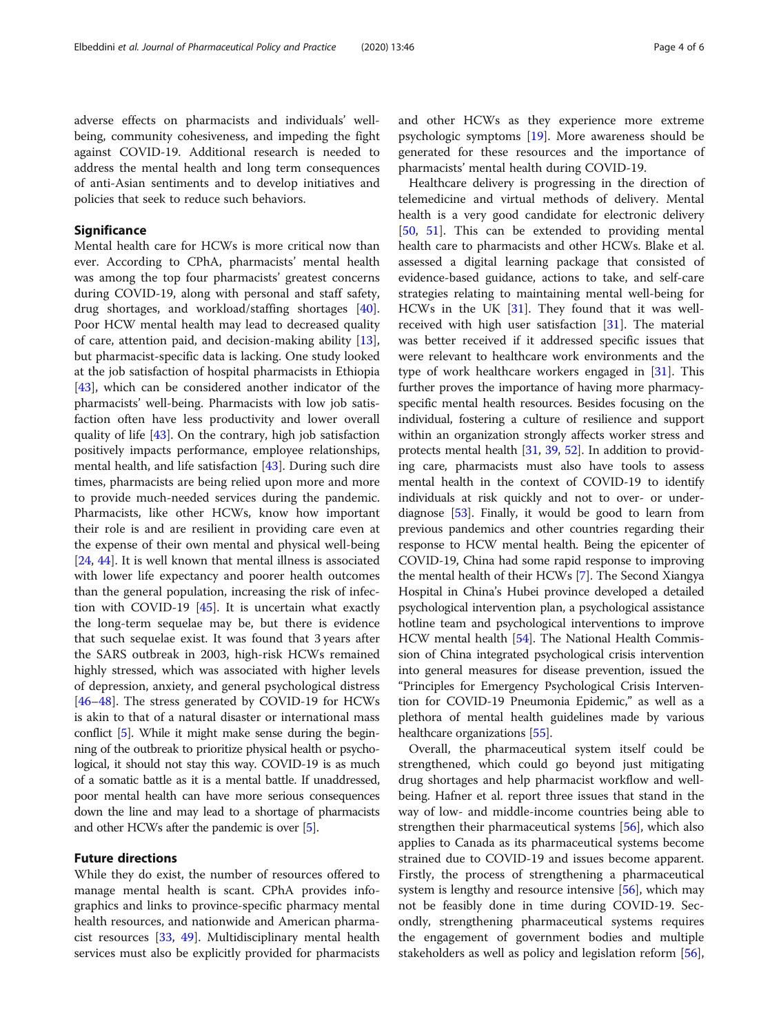adverse effects on pharmacists and individuals' well-being, community cohesiveness, and impeding the fight against COVID-19. Additional research is needed to address the mental health and long term consequences of anti-Asian sentiments and to develop initiatives and policies that seek to reduce such behaviors.

## Significance

Mental health care for HCWs is more critical now than ever. According to CPhA, pharmacists' mental health was among the top four pharmacists' greatest concerns during COVID-19, along with personal and staff safety, drug shortages, and workload/staffing shortages [40]. Poor HCW mental health may lead to decreased quality of care, attention paid, and decision-making ability [13], but pharmacist-specific data is lacking. One study looked at the job satisfaction of hospital pharmacists in Ethiopia [43], which can be considered another indicator of the pharmacists' well-being. Pharmacists with low job satisfaction often have less productivity and lower overall quality of life [43]. On the contrary, high job satisfaction positively impacts performance, employee relationships, mental health, and life satisfaction [43]. During such dire times, pharmacists are being relied upon more and more to provide much-needed services during the pandemic. Pharmacists, like other HCWs, know how important their role is and are resilient in providing care even at the expense of their own mental and physical well-being [24, 44]. It is well known that mental illness is associated with lower life expectancy and poorer health outcomes than the general population, increasing the risk of infection with COVID-19 [45]. It is uncertain what exactly the long-term sequelae may be, but there is evidence that such sequelae exist. It was found that 3 years after the SARS outbreak in 2003, high-risk HCWs remained highly stressed, which was associated with higher levels of depression, anxiety, and general psychological distress [46–48]. The stress generated by COVID-19 for HCWs is akin to that of a natural disaster or international mass conflict [5]. While it might make sense during the beginning of the outbreak to prioritize physical health or psychological, it should not stay this way. COVID-19 is as much of a somatic battle as it is a mental battle. If unaddressed, poor mental health can have more serious consequences down the line and may lead to a shortage of pharmacists and other HCWs after the pandemic is over [5].

## Future directions

While they do exist, the number of resources offered to manage mental health is scant. CPhA provides infographics and links to province-specific pharmacy mental health resources, and nationwide and American pharmacist resources [33, 49]. Multidisciplinary mental health services must also be explicitly provided for pharmacists and other HCWs as they experience more extreme psychologic symptoms [19]. More awareness should be generated for these resources and the importance of pharmacists' mental health during COVID-19.

Healthcare delivery is progressing in the direction of telemedicine and virtual methods of delivery. Mental health is a very good candidate for electronic delivery [50, 51]. This can be extended to providing mental health care to pharmacists and other HCWs. Blake et al. assessed a digital learning package that consisted of evidence-based guidance, actions to take, and self-care strategies relating to maintaining mental well-being for HCWs in the UK [31]. They found that it was well-received with high user satisfaction [31]. The material was better received if it addressed specific issues that were relevant to healthcare work environments and the type of work healthcare workers engaged in [31]. This further proves the importance of having more pharmacy-specific mental health resources. Besides focusing on the individual, fostering a culture of resilience and support within an organization strongly affects worker stress and protects mental health [31, 39, 52]. In addition to providing care, pharmacists must also have tools to assess mental health in the context of COVID-19 to identify individuals at risk quickly and not to over- or under-diagnose [53]. Finally, it would be good to learn from previous pandemics and other countries regarding their response to HCW mental health. Being the epicenter of COVID-19, China had some rapid response to improving the mental health of their HCWs [7]. The Second Xiangya Hospital in China's Hubei province developed a detailed psychological intervention plan, a psychological assistance hotline team and psychological interventions to improve HCW mental health [54]. The National Health Commission of China integrated psychological crisis intervention into general measures for disease prevention, issued the "Principles for Emergency Psychological Crisis Intervention for COVID-19 Pneumonia Epidemic," as well as a plethora of mental health guidelines made by various healthcare organizations [55].

Overall, the pharmaceutical system itself could be strengthened, which could go beyond just mitigating drug shortages and help pharmacist workflow and well-being. Hafner et al. report three issues that stand in the way of low- and middle-income countries being able to strengthen their pharmaceutical systems [56], which also applies to Canada as its pharmaceutical systems become strained due to COVID-19 and issues become apparent. Firstly, the process of strengthening a pharmaceutical system is lengthy and resource intensive [56], which may not be feasibly done in time during COVID-19. Secondly, strengthening pharmaceutical systems requires the engagement of government bodies and multiple stakeholders as well as policy and legislation reform [56],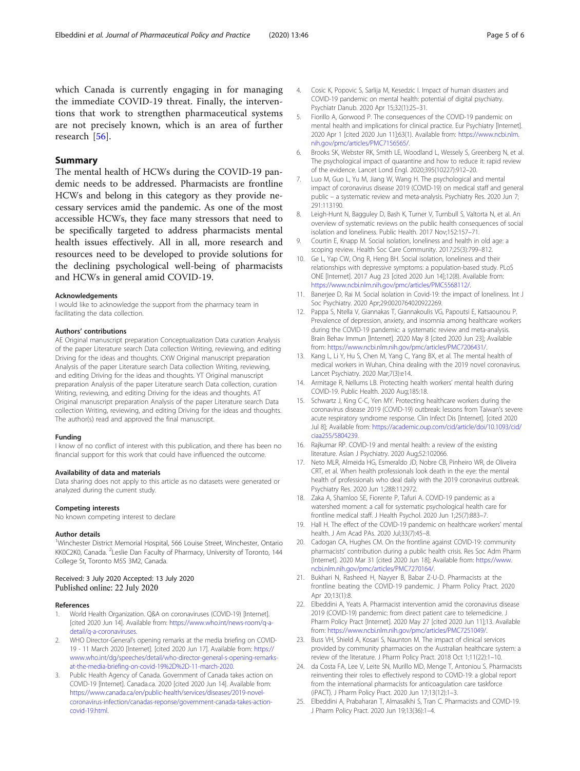which Canada is currently engaging in for managing the immediate COVID-19 threat. Finally, the interventions that work to strengthen pharmaceutical systems are not precisely known, which is an area of further research [56].

## Summary

The mental health of HCWs during the COVID-19 pandemic needs to be addressed. Pharmacists are frontline HCWs and belong in this category as they provide necessary services amid the pandemic. As one of the most accessible HCWs, they face many stressors that need to be specifically targeted to address pharmacists mental health issues effectively. All in all, more research and resources need to be developed to provide solutions for the declining psychological well-being of pharmacists and HCWs in general amid COVID-19.

### Acknowledgements

I would like to acknowledge the support from the pharmacy team in facilitating the data collection.

### Authors' contributions

AE Original manuscript preparation Conceptualization Data curation Analysis of the paper Literature search Data collection Writing, reviewing, and editing Driving for the ideas and thoughts. CXW Original manuscript preparation Analysis of the paper Literature search Data collection Writing, reviewing, and editing Driving for the ideas and thoughts. YT Original manuscript preparation Analysis of the paper Literature search Data collection, curation Writing, reviewing, and editing Driving for the ideas and thoughts. AT Original manuscript preparation Analysis of the paper Literature search Data collection Writing, reviewing, and editing Driving for the ideas and thoughts. The author(s) read and approved the final manuscript.

### Funding

I know of no conflict of interest with this publication, and there has been no financial support for this work that could have influenced the outcome.

### Availability of data and materials

Data sharing does not apply to this article as no datasets were generated or analyzed during the current study.

### Competing interests

No known competing interest to declare

### Author details

[1]Winchester District Memorial Hospital, 566 Louise Street, Winchester, Ontario KK0C2K0, Canada. [2]Leslie Dan Faculty of Pharmacy, University of Toronto, 144 College St, Toronto M5S 3M2, Canada.

Received: 3 July 2020 Accepted: 13 July 2020
Published online: 22 July 2020

### References

1. World Health Organization. Q&A on coronaviruses (COVID-19) [Internet]. [cited 2020 Jun 14]. Available from: https://www.who.int/news-room/q-a-detail/q-a-coronaviruses.
2. WHO Director-General's opening remarks at the media briefing on COVID-19 - 11 March 2020 [Internet]. [cited 2020 Jun 17]. Available from: https://www.who.int/dg/speeches/detail/who-director-general-s-opening-remarks-at-the-media-briefing-on-covid-19%2D%2D-11-march-2020.
3. Public Health Agency of Canada. Government of Canada takes action on COVID-19 [Internet]. Canada.ca. 2020 [cited 2020 Jun 14]. Available from: https://www.canada.ca/en/public-health/services/diseases/2019-novel-coronavirus-infection/canadas-reponse/government-canada-takes-action-covid-19.html.
4. Cosic K, Popovic S, Sarlija M, Kesedzic I. Impact of human disasters and COVID-19 pandemic on mental health: potential of digital psychiatry. Psychiatr Danub. 2020 Apr 15;32(1):25–31.
5. Fiorillo A, Gorwood P. The consequences of the COVID-19 pandemic on mental health and implications for clinical practice. Eur Psychiatry [Internet]. 2020 Apr 1 [cited 2020 Jun 11];63(1). Available from: https://www.ncbi.nlm.nih.gov/pmc/articles/PMC7156565/.
6. Brooks SK, Webster RK, Smith LE, Woodland L, Wessely S, Greenberg N, et al. The psychological impact of quarantine and how to reduce it: rapid review of the evidence. Lancet Lond Engl. 2020;395(10227):912–20.
7. Luo M, Guo L, Yu M, Jiang W, Wang H. The psychological and mental impact of coronavirus disease 2019 (COVID-19) on medical staff and general public – a systematic review and meta-analysis. Psychiatry Res. 2020 Jun 7; 291:113190.
8. Leigh-Hunt N, Bagguley D, Bash K, Turner V, Turnbull S, Valtorta N, et al. An overview of systematic reviews on the public health consequences of social isolation and loneliness. Public Health. 2017 Nov;152:157–71.
9. Courtin E, Knapp M. Social isolation, loneliness and health in old age: a scoping review. Health Soc Care Community. 2017;25(3):799–812.
10. Ge L, Yap CW, Ong R, Heng BH. Social isolation, loneliness and their relationships with depressive symptoms: a population-based study. PLoS ONE [Internet]. 2017 Aug 23 [cited 2020 Jun 14];12(8). Available from: https://www.ncbi.nlm.nih.gov/pmc/articles/PMC5568112/.
11. Banerjee D, Rai M. Social isolation in Covid-19: the impact of loneliness. Int J Soc Psychiatry. 2020 Apr;29:0020764020922269.
12. Pappa S, Ntella V, Giannakas T, Giannakoulis VG, Papoutsi E, Katsaounou P. Prevalence of depression, anxiety, and insomnia among healthcare workers during the COVID-19 pandemic: a systematic review and meta-analysis. Brain Behav Immun [Internet]. 2020 May 8 [cited 2020 Jun 23]; Available from: https://www.ncbi.nlm.nih.gov/pmc/articles/PMC7206431/.
13. Kang L, Li Y, Hu S, Chen M, Yang C, Yang BX, et al. The mental health of medical workers in Wuhan, China dealing with the 2019 novel coronavirus. Lancet Psychiatry. 2020 Mar;7(3):e14.
14. Armitage R, Nellums LB. Protecting health workers' mental health during COVID-19. Public Health. 2020 Aug;185:18.
15. Schwartz J, King C-C, Yen MY. Protecting healthcare workers during the coronavirus disease 2019 (COVID-19) outbreak: lessons from Taiwan's severe acute respiratory syndrome response. Clin Infect Dis [Internet]. [cited 2020 Jul 8]; Available from: https://academic.oup.com/cid/article/doi/10.1093/cid/ciaa255/5804239.
16. Rajkumar RP. COVID-19 and mental health: a review of the existing literature. Asian J Psychiatry. 2020 Aug;52:102066.
17. Neto MLR, Almeida HG, Esmeraldo JD, Nobre CB, Pinheiro WR, de Oliveira CRT, et al. When health professionals look death in the eye: the mental health of professionals who deal daily with the 2019 coronavirus outbreak. Psychiatry Res. 2020 Jun 1;288:112972.
18. Zaka A, Shamloo SE, Fiorente P, Tafuri A. COVID-19 pandemic as a watershed moment: a call for systematic psychological health care for frontline medical staff. J Health Psychol. 2020 Jun 1;25(7):883–7.
19. Hall H. The effect of the COVID-19 pandemic on healthcare workers' mental health. J Am Acad PAs. 2020 Jul;33(7):45–8.
20. Cadogan CA, Hughes CM. On the frontline against COVID-19: community pharmacists' contribution during a public health crisis. Res Soc Adm Pharm [Internet]. 2020 Mar 31 [cited 2020 Jun 18]; Available from: https://www.ncbi.nlm.nih.gov/pmc/articles/PMC7270164/.
21. Bukhari N, Rasheed H, Nayyer B, Babar Z-U-D. Pharmacists at the frontline beating the COVID-19 pandemic. J Pharm Policy Pract. 2020 Apr 20;13(1):8.
22. Elbeddini A, Yeats A. Pharmacist intervention amid the coronavirus disease 2019 (COVID-19) pandemic: from direct patient care to telemedicine. J Pharm Policy Pract [Internet]. 2020 May 27 [cited 2020 Jun 11];13. Available from: https://www.ncbi.nlm.nih.gov/pmc/articles/PMC7251049/.
23. Buss VH, Shield A, Kosari S, Naunton M. The impact of clinical services provided by community pharmacies on the Australian healthcare system: a review of the literature. J Pharm Policy Pract. 2018 Oct 1;11(22):1–10.
24. da Costa FA, Lee V, Leite SN, Murillo MD, Menge T, Antoniou S. Pharmacists reinventing their roles to effectively respond to COVID-19: a global report from the international pharmacists for anticoagulation care taskforce (iPACT). J Pharm Policy Pract. 2020 Jun 17;13(12):1–3.
25. Elbeddini A, Prabaharan T, Almasalkhi S, Tran C. Pharmacists and COVID-19. J Pharm Policy Pract. 2020 Jun 19;13(36):1–4.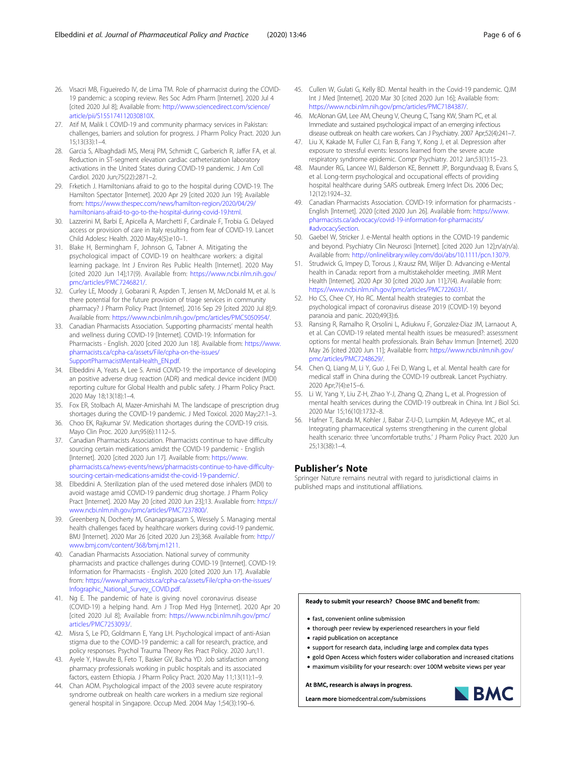26. Visacri MB, Figueiredo IV, de Lima TM. Role of pharmacist during the COVID-19 pandemic: a scoping review. Res Soc Adm Pharm [Internet]. 2020 Jul 4 [cited 2020 Jul 8]; Available from: http://www.sciencedirect.com/science/article/pii/S155174112030810X.
27. Atif M, Malik I. COVID-19 and community pharmacy services in Pakistan: challenges, barriers and solution for progress. J Pharm Policy Pract. 2020 Jun 15;13(33):1–4.
28. Garcia S, Albaghdadi MS, Meraj PM, Schmidt C, Garberich R, Jaffer FA, et al. Reduction in ST-segment elevation cardiac catheterization laboratory activations in the United States during COVID-19 pandemic. J Am Coll Cardiol. 2020 Jun;75(22):2871–2.
29. Frketich J. Hamiltonians afraid to go to the hospital during COVID-19. The Hamilton Spectator [Internet]. 2020 Apr 29 [cited 2020 Jun 19]; Available from: https://www.thespec.com/news/hamilton-region/2020/04/29/hamiltonians-afraid-to-go-to-the-hospital-during-covid-19.html.
30. Lazzerini M, Barbi E, Apicella A, Marchetti F, Cardinale F, Trobia G. Delayed access or provision of care in Italy resulting from fear of COVID-19. Lancet Child Adolesc Health. 2020 May;4(5):e10–1.
31. Blake H, Bermingham F, Johnson G, Tabner A. Mitigating the psychological impact of COVID-19 on healthcare workers: a digital learning package. Int J Environ Res Public Health [Internet]. 2020 May [cited 2020 Jun 14];17(9). Available from: https://www.ncbi.nlm.nih.gov/pmc/articles/PMC7246821/.
32. Curley LE, Moody J, Gobarani R, Aspden T, Jensen M, McDonald M, et al. Is there potential for the future provision of triage services in community pharmacy? J Pharm Policy Pract [Internet]. 2016 Sep 29 [cited 2020 Jul 8];9. Available from: https://www.ncbi.nlm.nih.gov/pmc/articles/PMC5050954/.
33. Canadian Pharmacists Association. Supporting pharmacists' mental health and wellness during COVID-19 [Internet]. COVID-19: Information for Pharmacists - English. 2020 [cited 2020 Jun 18]. Available from: https://www.pharmacists.ca/cpha-ca/assets/File/cpha-on-the-issues/SupportPharmacistMentalHealth_EN.pdf.
34. Elbeddini A, Yeats A, Lee S. Amid COVID-19: the importance of developing an positive adverse drug reaction (ADR) and medical device incident (MDI) reporting culture for Global Health and public safety. J Pharm Policy Pract. 2020 May 18;13(18):1–4.
35. Fox ER, Stolbach AI, Mazer-Amirshahi M. The landscape of prescription drug shortages during the COVID-19 pandemic. J Med Toxicol. 2020 May;27:1–3.
36. Choo EK, Rajkumar SV. Medication shortages during the COVID-19 crisis. Mayo Clin Proc. 2020 Jun;95(6):1112–5.
37. Canadian Pharmacists Association. Pharmacists continue to have difficulty sourcing certain medications amidst the COVID-19 pandemic - English [Internet]. 2020 [cited 2020 Jun 17]. Available from: https://www.pharmacists.ca/news-events/news/pharmacists-continue-to-have-difficulty-sourcing-certain-medications-amidst-the-covid-19-pandemic/.
38. Elbeddini A. Sterilization plan of the used metered dose inhalers (MDI) to avoid wastage amid COVID-19 pandemic drug shortage. J Pharm Policy Pract [Internet]. 2020 May 20 [cited 2020 Jun 23];13. Available from: https://www.ncbi.nlm.nih.gov/pmc/articles/PMC7237800/.
39. Greenberg N, Docherty M, Gnanapragasam S, Wessely S. Managing mental health challenges faced by healthcare workers during covid-19 pandemic. BMJ [Internet]. 2020 Mar 26 [cited 2020 Jun 23];368. Available from: http://www.bmj.com/content/368/bmj.m1211.
40. Canadian Pharmacists Association. National survey of community pharmacists and practice challenges during COVID-19 [Internet]. COVID-19: Information for Pharmacists - English. 2020 [cited 2020 Jun 17]. Available from: https://www.pharmacists.ca/cpha-ca/assets/File/cpha-on-the-issues/Infographic_National_Survey_COVID.pdf.
41. Ng E. The pandemic of hate is giving novel coronavirus disease (COVID-19) a helping hand. Am J Trop Med Hyg [Internet]. 2020 Apr 20 [cited 2020 Jul 8]; Available from: https://www.ncbi.nlm.nih.gov/pmc/articles/PMC7253093/.
42. Misra S, Le PD, Goldmann E, Yang LH. Psychological impact of anti-Asian stigma due to the COVID-19 pandemic: a call for research, practice, and policy responses. Psychol Trauma Theory Res Pract Policy. 2020 Jun;11.
43. Ayele Y, Hawulte B, Feto T, Basker GV, Bacha YD. Job satisfaction among pharmacy professionals working in public hospitals and its associated factors, eastern Ethiopia. J Pharm Policy Pract. 2020 May 11;13(11):1–9.
44. Chan AOM. Psychological impact of the 2003 severe acute respiratory syndrome outbreak on health care workers in a medium size regional general hospital in Singapore. Occup Med. 2004 May 1;54(3):190–6.
45. Cullen W, Gulati G, Kelly BD. Mental health in the Covid-19 pandemic. QJM Int J Med [Internet]. 2020 Mar 30 [cited 2020 Jun 16]; Available from: https://www.ncbi.nlm.nih.gov/pmc/articles/PMC7184387/.
46. McAlonan GM, Lee AM, Cheung V, Cheung C, Tsang KW, Sham PC, et al. Immediate and sustained psychological impact of an emerging infectious disease outbreak on health care workers. Can J Psychiatry. 2007 Apr;52(4):241–7.
47. Liu X, Kakade M, Fuller CJ, Fan B, Fang Y, Kong J, et al. Depression after exposure to stressful events: lessons learned from the severe acute respiratory syndrome epidemic. Compr Psychiatry. 2012 Jan;53(1):15–23.
48. Maunder RG, Lancee WJ, Balderson KE, Bennett JP, Borgundvaag B, Evans S, et al. Long-term psychological and occupational effects of providing hospital healthcare during SARS outbreak. Emerg Infect Dis. 2006 Dec;12(12):1924–32.
49. Canadian Pharmacists Association. COVID-19: information for pharmacists - English [Internet]. 2020 [cited 2020 Jun 26]. Available from: https://www.pharmacists.ca/advocacy/covid-19-information-for-pharmacists/#advocacySection.
50. Gaebel W, Stricker J. e-Mental health options in the COVID-19 pandemic and beyond. Psychiatry Clin Neurosci [Internet]. [cited 2020 Jun 12];n/a(n/a). Available from: http://onlinelibrary.wiley.com/doi/abs/10.1111/pcn.13079.
51. Strudwick G, Impey D, Torous J, Krausz RM, Wiljer D. Advancing e-Mental health in Canada: report from a multistakeholder meeting. JMIR Ment Health [Internet]. 2020 Apr 30 [cited 2020 Jun 11];7(4). Available from: https://www.ncbi.nlm.nih.gov/pmc/articles/PMC7226031/.
52. Ho CS, Chee CY, Ho RC. Mental health strategies to combat the psychological impact of coronavirus disease 2019 (COVID-19) beyond paranoia and panic. 2020;49(3):6.
53. Ransing R, Ramalho R, Orsolini L, Adiukwu F, Gonzalez-Diaz JM, Larnaout A, et al. Can COVID-19 related mental health issues be measured?: assessment options for mental health professionals. Brain Behav Immun [Internet]. 2020 May 26 [cited 2020 Jun 11]; Available from: https://www.ncbi.nlm.nih.gov/pmc/articles/PMC7248629/.
54. Chen Q, Liang M, Li Y, Guo J, Fei D, Wang L, et al. Mental health care for medical staff in China during the COVID-19 outbreak. Lancet Psychiatry. 2020 Apr;7(4):e15–6.
55. Li W, Yang Y, Liu Z-H, Zhao Y-J, Zhang Q, Zhang L, et al. Progression of mental health services during the COVID-19 outbreak in China. Int J Biol Sci. 2020 Mar 15;16(10):1732–8.
56. Hafner T, Banda M, Kohler J, Babar Z-U-D, Lumpkin M, Adeyeye MC, et al. Integrating pharmaceutical systems strengthening in the current global health scenario: three 'uncomfortable truths.' J Pharm Policy Pract. 2020 Jun 25;13(38):1–4.

## Publisher's Note

Springer Nature remains neutral with regard to jurisdictional claims in published maps and institutional affiliations.